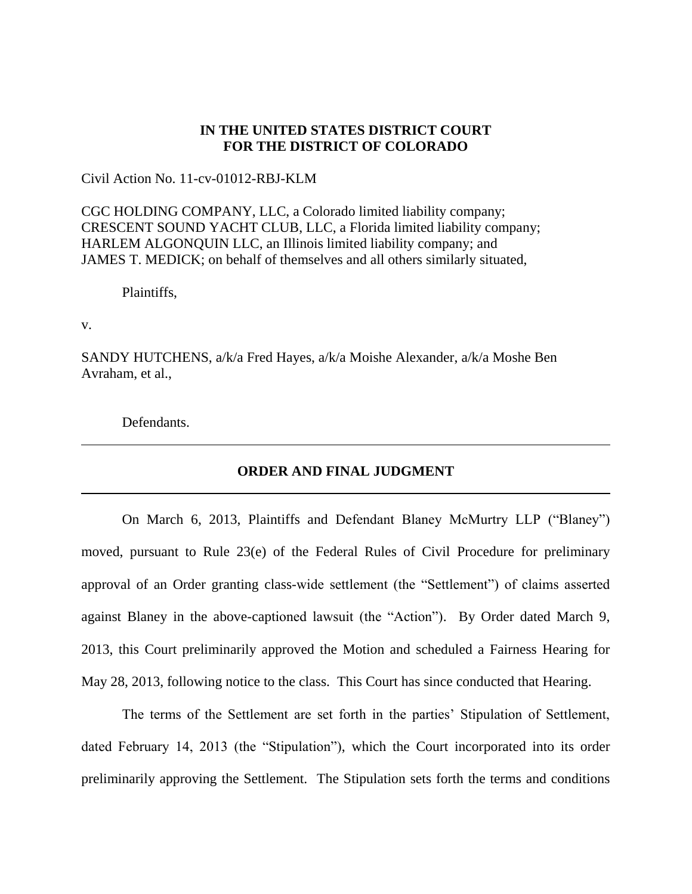**IN THE UNITED STATES DISTRICT COURT**
**FOR THE DISTRICT OF COLORADO**

Civil Action No. 11-cv-01012-RBJ-KLM

CGC HOLDING COMPANY, LLC, a Colorado limited liability company;
CRESCENT SOUND YACHT CLUB, LLC, a Florida limited liability company;
HARLEM ALGONQUIN LLC, an Illinois limited liability company; and
JAMES T. MEDICK; on behalf of themselves and all others similarly situated,

Plaintiffs,

v.

SANDY HUTCHENS, a/k/a Fred Hayes, a/k/a Moishe Alexander, a/k/a Moshe Ben Avraham, et al.,

Defendants.

---

**ORDER AND FINAL JUDGMENT**

---

On March 6, 2013, Plaintiffs and Defendant Blaney McMurtry LLP ("Blaney") moved, pursuant to Rule 23(e) of the Federal Rules of Civil Procedure for preliminary approval of an Order granting class-wide settlement (the "Settlement") of claims asserted against Blaney in the above-captioned lawsuit (the "Action"). By Order dated March 9, 2013, this Court preliminarily approved the Motion and scheduled a Fairness Hearing for May 28, 2013, following notice to the class. This Court has since conducted that Hearing.

The terms of the Settlement are set forth in the parties' Stipulation of Settlement, dated February 14, 2013 (the "Stipulation"), which the Court incorporated into its order preliminarily approving the Settlement. The Stipulation sets forth the terms and conditions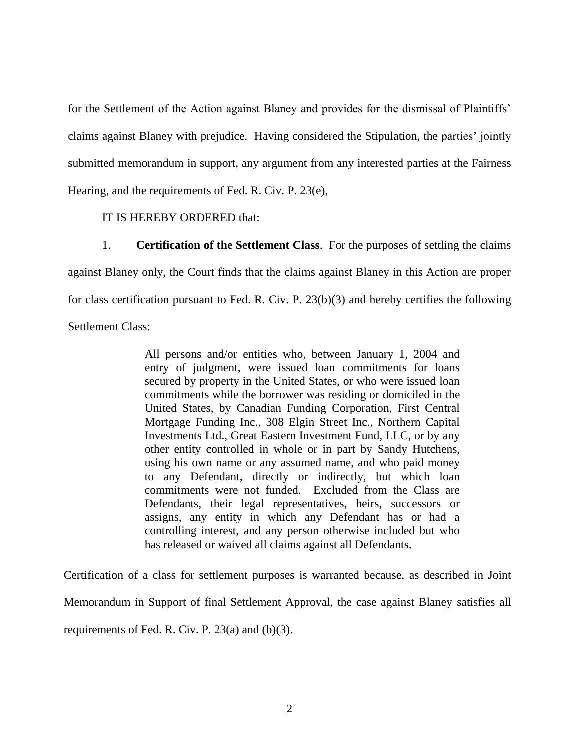for the Settlement of the Action against Blaney and provides for the dismissal of Plaintiffs' claims against Blaney with prejudice. Having considered the Stipulation, the parties' jointly submitted memorandum in support, any argument from any interested parties at the Fairness Hearing, and the requirements of Fed. R. Civ. P. 23(e),

IT IS HEREBY ORDERED that:

1. **Certification of the Settlement Class**. For the purposes of settling the claims against Blaney only, the Court finds that the claims against Blaney in this Action are proper for class certification pursuant to Fed. R. Civ. P. 23(b)(3) and hereby certifies the following Settlement Class:

> All persons and/or entities who, between January 1, 2004 and entry of judgment, were issued loan commitments for loans secured by property in the United States, or who were issued loan commitments while the borrower was residing or domiciled in the United States, by Canadian Funding Corporation, First Central Mortgage Funding Inc., 308 Elgin Street Inc., Northern Capital Investments Ltd., Great Eastern Investment Fund, LLC, or by any other entity controlled in whole or in part by Sandy Hutchens, using his own name or any assumed name, and who paid money to any Defendant, directly or indirectly, but which loan commitments were not funded. Excluded from the Class are Defendants, their legal representatives, heirs, successors or assigns, any entity in which any Defendant has or had a controlling interest, and any person otherwise included but who has released or waived all claims against all Defendants.

Certification of a class for settlement purposes is warranted because, as described in Joint Memorandum in Support of final Settlement Approval, the case against Blaney satisfies all requirements of Fed. R. Civ. P. 23(a) and (b)(3).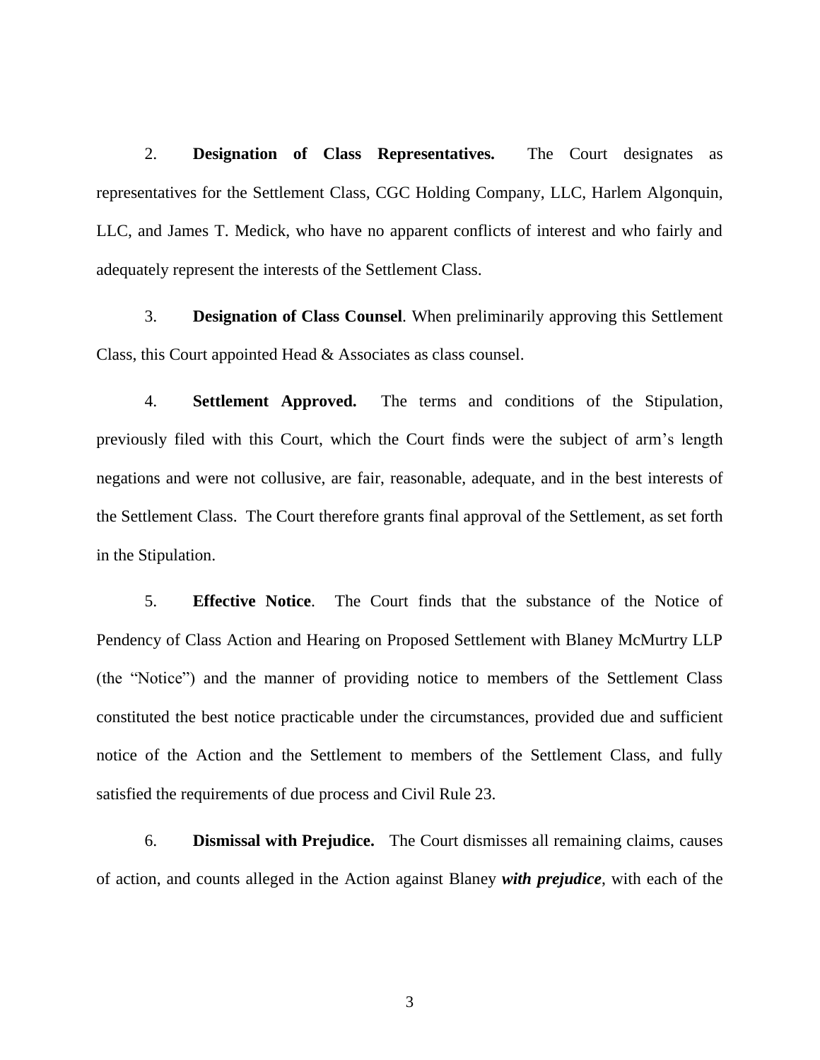2. **Designation of Class Representatives.** The Court designates as representatives for the Settlement Class, CGC Holding Company, LLC, Harlem Algonquin, LLC, and James T. Medick, who have no apparent conflicts of interest and who fairly and adequately represent the interests of the Settlement Class.

3. **Designation of Class Counsel**. When preliminarily approving this Settlement Class, this Court appointed Head & Associates as class counsel.

4. **Settlement Approved.** The terms and conditions of the Stipulation, previously filed with this Court, which the Court finds were the subject of arm's length negations and were not collusive, are fair, reasonable, adequate, and in the best interests of the Settlement Class. The Court therefore grants final approval of the Settlement, as set forth in the Stipulation.

5. **Effective Notice**. The Court finds that the substance of the Notice of Pendency of Class Action and Hearing on Proposed Settlement with Blaney McMurtry LLP (the "Notice") and the manner of providing notice to members of the Settlement Class constituted the best notice practicable under the circumstances, provided due and sufficient notice of the Action and the Settlement to members of the Settlement Class, and fully satisfied the requirements of due process and Civil Rule 23.

6. **Dismissal with Prejudice.** The Court dismisses all remaining claims, causes of action, and counts alleged in the Action against Blaney ***with prejudice***, with each of the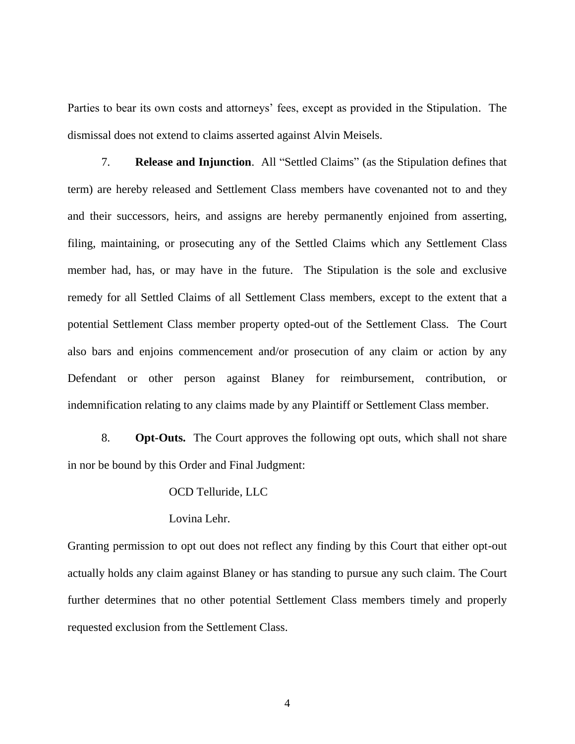Parties to bear its own costs and attorneys' fees, except as provided in the Stipulation. The dismissal does not extend to claims asserted against Alvin Meisels.

7. **Release and Injunction**. All "Settled Claims" (as the Stipulation defines that term) are hereby released and Settlement Class members have covenanted not to and they and their successors, heirs, and assigns are hereby permanently enjoined from asserting, filing, maintaining, or prosecuting any of the Settled Claims which any Settlement Class member had, has, or may have in the future. The Stipulation is the sole and exclusive remedy for all Settled Claims of all Settlement Class members, except to the extent that a potential Settlement Class member property opted-out of the Settlement Class. The Court also bars and enjoins commencement and/or prosecution of any claim or action by any Defendant or other person against Blaney for reimbursement, contribution, or indemnification relating to any claims made by any Plaintiff or Settlement Class member.

8. **Opt-Outs.** The Court approves the following opt outs, which shall not share in nor be bound by this Order and Final Judgment:

OCD Telluride, LLC

Lovina Lehr.

Granting permission to opt out does not reflect any finding by this Court that either opt-out actually holds any claim against Blaney or has standing to pursue any such claim. The Court further determines that no other potential Settlement Class members timely and properly requested exclusion from the Settlement Class.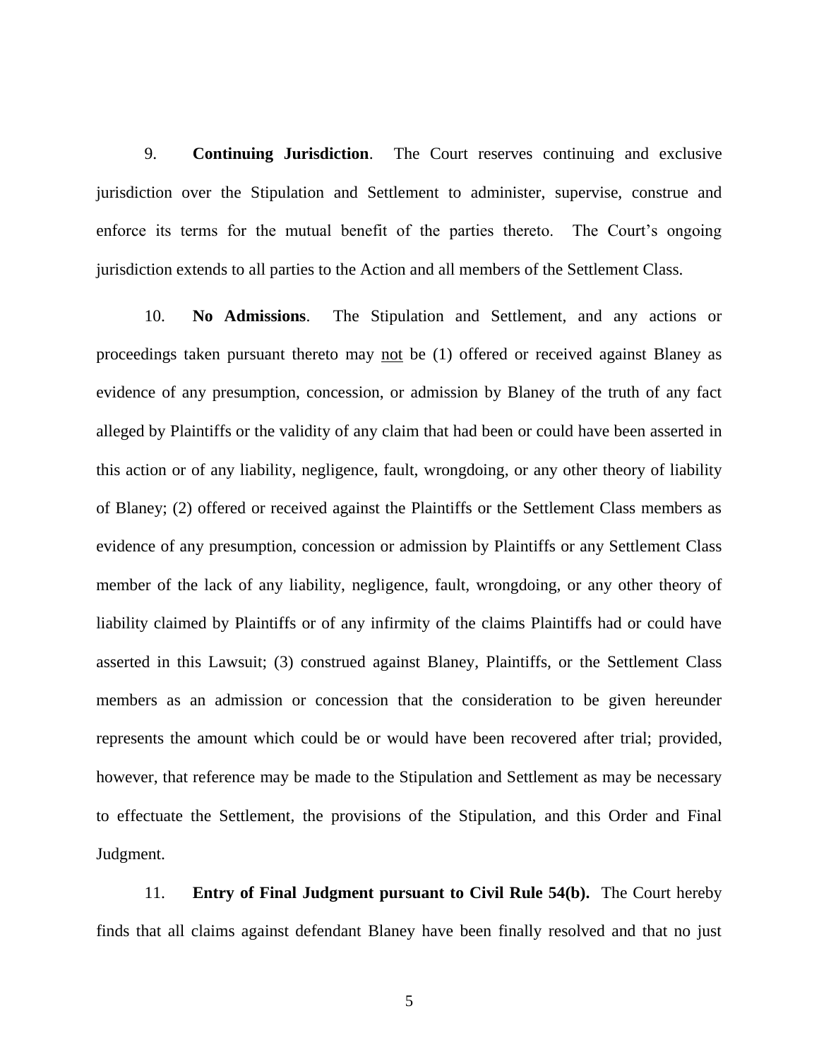9. **Continuing Jurisdiction**. The Court reserves continuing and exclusive jurisdiction over the Stipulation and Settlement to administer, supervise, construe and enforce its terms for the mutual benefit of the parties thereto. The Court's ongoing jurisdiction extends to all parties to the Action and all members of the Settlement Class.

10. **No Admissions**. The Stipulation and Settlement, and any actions or proceedings taken pursuant thereto may <u>not</u> be (1) offered or received against Blaney as evidence of any presumption, concession, or admission by Blaney of the truth of any fact alleged by Plaintiffs or the validity of any claim that had been or could have been asserted in this action or of any liability, negligence, fault, wrongdoing, or any other theory of liability of Blaney; (2) offered or received against the Plaintiffs or the Settlement Class members as evidence of any presumption, concession or admission by Plaintiffs or any Settlement Class member of the lack of any liability, negligence, fault, wrongdoing, or any other theory of liability claimed by Plaintiffs or of any infirmity of the claims Plaintiffs had or could have asserted in this Lawsuit; (3) construed against Blaney, Plaintiffs, or the Settlement Class members as an admission or concession that the consideration to be given hereunder represents the amount which could be or would have been recovered after trial; provided, however, that reference may be made to the Stipulation and Settlement as may be necessary to effectuate the Settlement, the provisions of the Stipulation, and this Order and Final Judgment.

11. **Entry of Final Judgment pursuant to Civil Rule 54(b).** The Court hereby finds that all claims against defendant Blaney have been finally resolved and that no just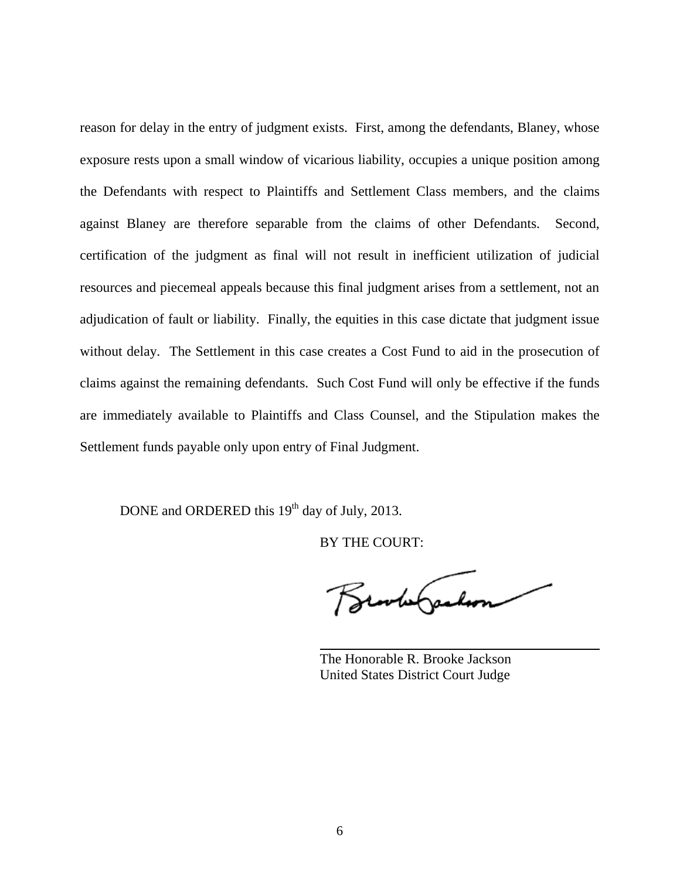reason for delay in the entry of judgment exists. First, among the defendants, Blaney, whose exposure rests upon a small window of vicarious liability, occupies a unique position among the Defendants with respect to Plaintiffs and Settlement Class members, and the claims against Blaney are therefore separable from the claims of other Defendants. Second, certification of the judgment as final will not result in inefficient utilization of judicial resources and piecemeal appeals because this final judgment arises from a settlement, not an adjudication of fault or liability. Finally, the equities in this case dictate that judgment issue without delay. The Settlement in this case creates a Cost Fund to aid in the prosecution of claims against the remaining defendants. Such Cost Fund will only be effective if the funds are immediately available to Plaintiffs and Class Counsel, and the Stipulation makes the Settlement funds payable only upon entry of Final Judgment.

DONE and ORDERED this 19th day of July, 2013.

BY THE COURT:

The Honorable R. Brooke Jackson
United States District Court Judge